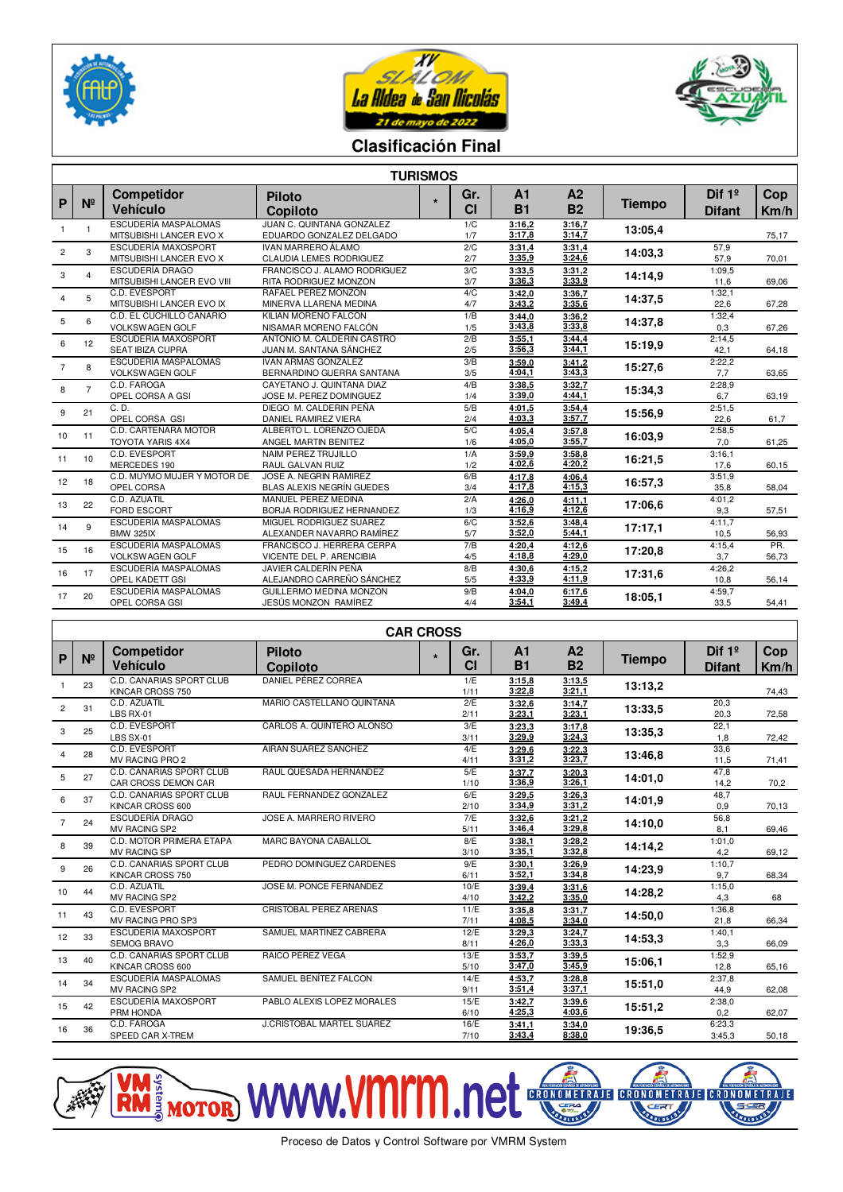# XV SLALOM La Aldea de San Nicolás

21 de mayo de 2022

## Clasificación Final

### TURISMOS

| P | Nº | Competidor / Vehículo | Piloto / Copiloto | * | Gr. / Cl | A1 / B1 | A2 / B2 | Tiempo | Dif 1º / Difant | Cop Km/h |
|---|---|---|---|---|---|---|---|---|---|---|
| 1 | 1 | ESCUDERÍA MASPALOMAS / MITSUBISHI LANCER EVO X | JUAN C. QUINTANA GONZALEZ / EDUARDO GONZALEZ DELGADO | | 1/C / 1/7 | 3:16,2 / 3:17,8 | 3:16,7 / 3:14,7 | 13:05,4 | | 75,17 |
| 2 | 3 | ESCUDERÍA MAXOSPORT / MITSUBISHI LANCER EVO X | IVAN MARRERO ÁLAMO / CLAUDIA LEMES RODRIGUEZ | | 2/C / 2/7 | 3:31,4 / 3:35,9 | 3:31,4 / 3:24,6 | 14:03,3 | 57,9 / 57,9 | 70,01 |
| 3 | 4 | ESCUDERÍA DRAGO / MITSUBISHI LANCER EVO VIII | FRANCISCO J. ALAMO RODRIGUEZ / RITA RODRIGUEZ MONZON | | 3/C / 3/7 | 3:33,5 / 3:36,3 | 3:31,2 / 3:33,9 | 14:14,9 | 1:09,5 / 11,6 | 69,06 |
| 4 | 5 | C.D. EVESPORT / MITSUBISHI LANCER EVO IX | RAFAEL PEREZ MONZON / MINERVA LLARENA MEDINA | | 4/C / 4/7 | 3:42,0 / 3:43,2 | 3:36,7 / 3:35,6 | 14:37,5 | 1:32,1 / 22,6 | 67,28 |
| 5 | 6 | C.D. EL CUCHILLO CANARIO / VOLKSWAGEN GOLF | KILIAN MORENO FALCON / NISAMAR MORENO FALCÓN | | 1/B / 1/5 | 3:44,0 / 3:43,8 | 3:36,2 / 3:33,8 | 14:37,8 | 1:32,4 / 0,3 | 67,26 |
| 6 | 12 | ESCUDERÍA MAXOSPORT / SEAT IBIZA CUPRA | ANTONIO M. CALDERIN CASTRO / JUAN M. SANTANA SÁNCHEZ | | 2/B / 2/5 | 3:55,1 / 3:56,3 | 3:44,4 / 3:44,1 | 15:19,9 | 2:14,5 / 42,1 | 64,18 |
| 7 | 8 | ESCUDERÍA MASPALOMAS / VOLKSWAGEN GOLF | IVAN ARMAS GONZALEZ / BERNARDINO GUERRA SANTANA | | 3/B / 3/5 | 3:59,0 / 4:04,1 | 3:41,2 / 3:43,3 | 15:27,6 | 2:22,2 / 7,7 | 63,65 |
| 8 | 7 | C.D. FAROGA / OPEL CORSA A GSI | CAYETANO J. QUINTANA DIAZ / JOSE M. PEREZ DOMINGUEZ | | 4/B / 1/4 | 3:38,5 / 3:39,0 | 3:32,7 / 4:44,1 | 15:34,3 | 2:28,9 / 6,7 | 63,19 |
| 9 | 21 | C. D. / OPEL CORSA GSI | DIEGO M. CALDERIN PEÑA / DANIEL RAMIREZ VIERA | | 5/B / 2/4 | 4:01,5 / 4:03,3 | 3:54,4 / 3:57,7 | 15:56,9 | 2:51,5 / 22,6 | 61,7 |
| 10 | 11 | C.D. CARTENARA MOTOR / TOYOTA YARIS 4X4 | ALBERTO L. LORENZO OJEDA / ANGEL MARTIN BENITEZ | | 5/C / 1/6 | 4:05,4 / 4:05,0 | 3:57,8 / 3:55,7 | 16:03,9 | 2:58,5 / 7,0 | 61,25 |
| 11 | 10 | C.D. EVESPORT / MERCEDES 190 | NAIM PEREZ TRUJILLO / RAUL GALVAN RUIZ | | 1/A / 1/2 | 3:59,9 / 4:02,6 | 3:58,8 / 4:20,2 | 16:21,5 | 3:16,1 / 17,6 | 60,15 |
| 12 | 18 | C.D. MUYMO MUJER Y MOTOR DE / OPEL CORSA | JOSE A. NEGRIN RAMIREZ / BLAS ALEXIS NEGRÍN GUEDES | | 6/B / 3/4 | 4:17,8 / 4:17,8 | 4:06,4 / 4:15,3 | 16:57,3 | 3:51,9 / 35,8 | 58,04 |
| 13 | 22 | C.D. AZUATIL / FORD ESCORT | MANUEL PEREZ MEDINA / BORJA RODRIGUEZ HERNANDEZ | | 2/A / 1/3 | 4:26,0 / 4:16,9 | 4:11,1 / 4:12,6 | 17:06,6 | 4:01,2 / 9,3 | 57,51 |
| 14 | 9 | ESCUDERÍA MASPALOMAS / BMW 325IX | MIGUEL RODRIGUEZ SUAREZ / ALEXANDER NAVARRO RAMÍREZ | | 6/C / 5/7 | 3:52,6 / 3:52,0 | 3:48,4 / 5:44,1 | 17:17,1 | 4:11,7 / 10,5 | 56,93 |
| 15 | 16 | ESCUDERÍA MASPALOMAS / VOLKSWAGEN GOLF | FRANCISCO J. HERRERA CERPA / VICENTE DEL P. ARENCIBIA | | 7/B / 4/5 | 4:20,4 / 4:18,8 | 4:12,6 / 4:29,0 | 17:20,8 | 4:15,4 / 3,7 | PR. 56,73 |
| 16 | 17 | ESCUDERÍA MASPALOMAS / OPEL KADETT GSI | JAVIER CALDERÍN PEÑA / ALEJANDRO CARREÑO SÁNCHEZ | | 8/B / 5/5 | 4:30,6 / 4:33,9 | 4:15,2 / 4:11,9 | 17:31,6 | 4:26,2 / 10,8 | 56,14 |
| 17 | 20 | ESCUDERÍA MASPALOMAS / OPEL CORSA GSI | GUILLERMO MEDINA MONZON / JESÚS MONZON RAMÍREZ | | 9/B / 4/4 | 4:04,0 / 3:54,1 | 6:17,6 / 3:49,4 | 18:05,1 | 4:59,7 / 33,5 | 54,41 |

### CAR CROSS

| P | Nº | Competidor / Vehículo | Piloto / Copiloto | * | Gr. / Cl | A1 / B1 | A2 / B2 | Tiempo | Dif 1º / Difant | Cop Km/h |
|---|---|---|---|---|---|---|---|---|---|---|
| 1 | 23 | C.D. CANARIAS SPORT CLUB / KINCAR CROSS 750 | DANIEL PÉREZ CORREA | | 1/E / 1/11 | 3:15,8 / 3:22,8 | 3:13,5 / 3:21,1 | 13:13,2 | | 74,43 |
| 2 | 31 | C.D. AZUATIL / LBS RX-01 | MARIO CASTELLANO QUINTANA | | 2/E / 2/11 | 3:32,6 / 3:23,1 | 3:14,7 / 3:23,1 | 13:33,5 | 20,3 / 20,3 | 72,58 |
| 3 | 25 | C.D. EVESPORT / LBS SX-01 | CARLOS A. QUINTERO ALONSO | | 3/E / 3/11 | 3:23,3 / 3:29,9 | 3:17,8 / 3:24,3 | 13:35,3 | 22,1 / 1,8 | 72,42 |
| 4 | 28 | C.D. EVESPORT / MV RACING PRO 2 | AIRAN SUÁREZ SANCHEZ | | 4/E / 4/11 | 3:29,6 / 3:31,2 | 3:22,3 / 3:23,7 | 13:46,8 | 33,6 / 11,5 | 71,41 |
| 5 | 27 | C.D. CANARIAS SPORT CLUB / CAR CROSS DEMON CAR | RAUL QUESADA HERNANDEZ | | 5/E / 1/10 | 3:37,7 / 3:36,9 | 3:20,3 / 3:26,1 | 14:01,0 | 47,8 / 14,2 | 70,2 |
| 6 | 37 | C.D. CANARIAS SPORT CLUB / KINCAR CROSS 600 | RAUL FERNANDEZ GONZALEZ | | 6/E / 2/10 | 3:29,5 / 3:34,9 | 3:26,3 / 3:31,2 | 14:01,9 | 48,7 / 0,9 | 70,13 |
| 7 | 24 | ESCUDERÍA DRAGO / MV RACING SP2 | JOSE A. MARRERO RIVERO | | 7/E / 5/11 | 3:32,6 / 3:46,4 | 3:21,2 / 3:29,8 | 14:10,0 | 56,8 / 8,1 | 69,46 |
| 8 | 39 | C.D. MOTOR PRIMERA ETAPA / MV RACING SP | MARC BAYONA CABALLOL | | 8/E / 3/10 | 3:38,1 / 3:35,1 | 3:28,2 / 3:32,8 | 14:14,2 | 1:01,0 / 4,2 | 69,12 |
| 9 | 26 | C.D. CANARIAS SPORT CLUB / KINCAR CROSS 750 | PEDRO DOMINGUEZ CARDENES | | 9/E / 6/11 | 3:30,1 / 3:52,1 | 3:26,9 / 3:34,8 | 14:23,9 | 1:10,7 / 9,7 | 68,34 |
| 10 | 44 | C.D. AZUATIL / MV RACING SP2 | JOSE M. PONCE FERNANDEZ | | 10/E / 4/10 | 3:39,4 / 3:42,2 | 3:31,6 / 3:35,0 | 14:28,2 | 1:15,0 / 4,3 | 68 |
| 11 | 43 | C.D. EVESPORT / MV RACING PRO SP3 | CRISTOBAL PEREZ ARENAS | | 11/E / 7/11 | 3:35,8 / 4:08,5 | 3:31,7 / 3:34,0 | 14:50,0 | 1:36,8 / 21,8 | 66,34 |
| 12 | 33 | ESCUDERÍA MAXOSPORT / SEMOG BRAVO | SAMUEL MARTINEZ CABRERA | | 12/E / 8/11 | 3:29,3 / 4:26,0 | 3:24,7 / 3:33,3 | 14:53,3 | 1:40,1 / 3,3 | 66,09 |
| 13 | 40 | C.D. CANARIAS SPORT CLUB / KINCAR CROSS 600 | RAICO PEREZ VEGA | | 13/E / 5/10 | 3:53,7 / 3:47,0 | 3:39,5 / 3:45,9 | 15:06,1 | 1:52,9 / 12,8 | 65,16 |
| 14 | 34 | ESCUDERÍA MASPALOMAS / MV RACING SP2 | SAMUEL BENÍTEZ FALCON | | 14/E / 9/11 | 4:53,7 / 3:51,4 | 3:28,8 / 3:37,1 | 15:51,0 | 2:37,8 / 44,9 | 62,08 |
| 15 | 42 | ESCUDERÍA MAXOSPORT / PRM HONDA | PABLO ALEXIS LOPEZ MORALES | | 15/E / 6/10 | 3:42,7 / 4:25,3 | 3:39,6 / 4:03,6 | 15:51,2 | 2:38,0 / 0,2 | 62,07 |
| 16 | 36 | C.D. FAROGA / SPEED CAR X-TREM | J.CRISTOBAL MARTEL SUAREZ | | 16/E / 7/10 | 3:41,1 / 3:43,4 | 3:34,0 / 8:38,0 | 19:36,5 | 6:23,3 / 3:45,3 | 50,18 |

www.vmrm.net

Proceso de Datos y Control Software por VMRM System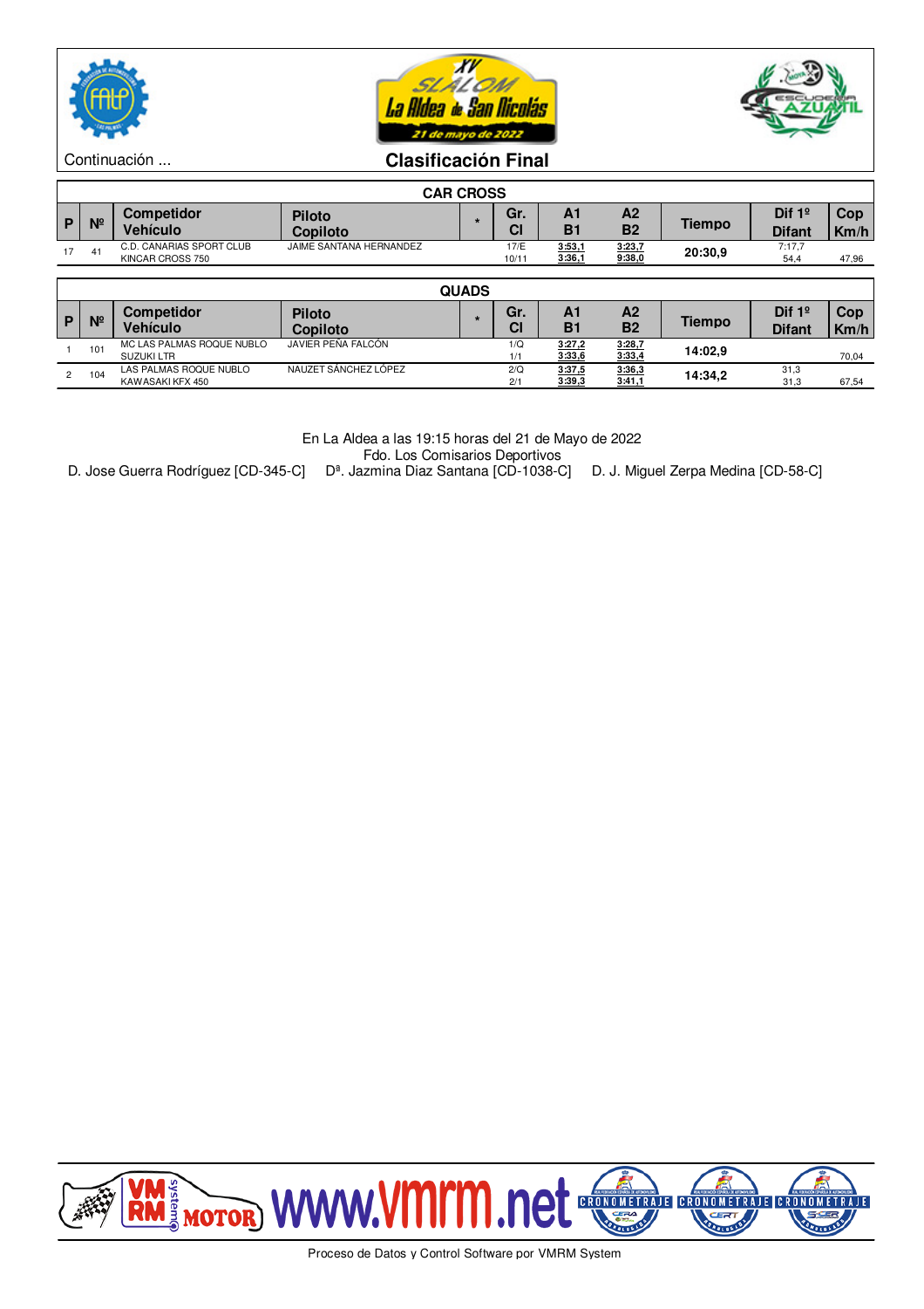Continuación ...

## Clasificación Final

### CAR CROSS

| P | Nº | Competidor Vehículo | Piloto Copiloto | * | Gr. Cl | A1 B1 | A2 B2 | Tiempo | Dif 1º Difant | Cop Km/h |
|---|---|---|---|---|---|---|---|---|---|---|
| 17 | 41 | C.D. CANARIAS SPORT CLUB KINCAR CROSS 750 | JAIME SANTANA HERNANDEZ | | 17/E 10/11 | 3:53,1 3:36,1 | 3:23,7 9:38,0 | 20:30,9 | 7:17,7 54,4 | 47,96 |

### QUADS

| P | Nº | Competidor Vehículo | Piloto Copiloto | * | Gr. Cl | A1 B1 | A2 B2 | Tiempo | Dif 1º Difant | Cop Km/h |
|---|---|---|---|---|---|---|---|---|---|---|
| 1 | 101 | MC LAS PALMAS ROQUE NUBLO SUZUKI LTR | JAVIER PEÑA FALCÓN | | 1/Q 1/1 | 3:27,2 3:33,6 | 3:28,7 3:33,4 | 14:02,9 | | 70,04 |
| 2 | 104 | LAS PALMAS ROQUE NUBLO KAWASAKI KFX 450 | NAUZET SÁNCHEZ LÓPEZ | | 2/Q 2/1 | 3:37,5 3:39,3 | 3:36,3 3:41,1 | 14:34,2 | 31,3 31,3 | 67,54 |

En La Aldea a las 19:15 horas del 21 de Mayo de 2022

Fdo. Los Comisarios Deportivos

D. Jose Guerra Rodríguez [CD-345-C] Dª. Jazmina Diaz Santana [CD-1038-C] D. J. Miguel Zerpa Medina [CD-58-C]

www.vmrm.net

Proceso de Datos y Control Software por VMRM System